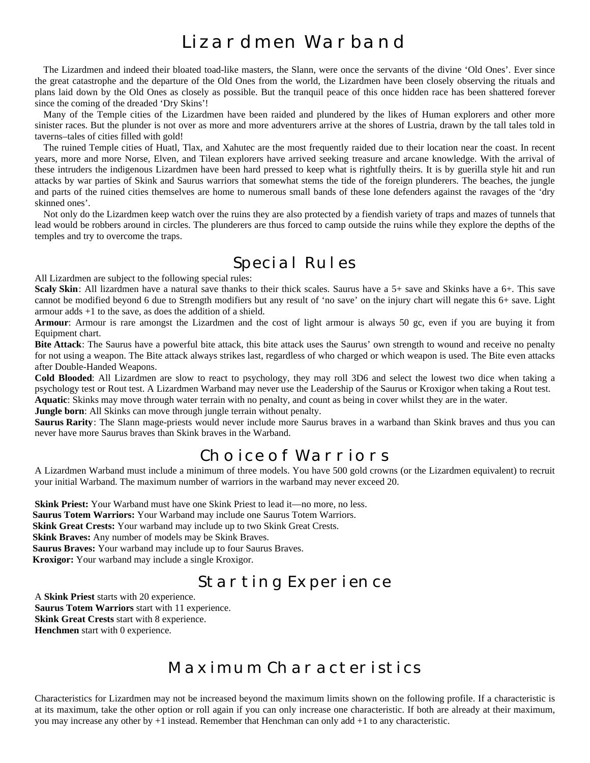# Lizardmen Warband

The Lizardmen and indeed their bloated toad-like masters, the Slann, were once the servants of the divine 'Old Ones'. Ever since the great catastrophe and the departure of the Old Ones from the world, the Lizardmen have been closely observing the rituals and plans laid down by the Old Ones as closely as possible. But the tranquil peace of this once hidden race has been shattered forever since the coming of the dreaded 'Dry Skins'!

Many of the Temple cities of the Lizardmen have been raided and plundered by the likes of Human explorers and other more sinister races. But the plunder is not over as more and more adventurers arrive at the shores of Lustria, drawn by the tall tales told in taverns–tales of cities filled with gold!

The ruined Temple cities of Huatl, Tlax, and Xahutec are the most frequently raided due to their location near the coast. In recent years, more and more Norse, Elven, and Tilean explorers have arrived seeking treasure and arcane knowledge. With the arrival of these intruders the indigenous Lizardmen have been hard pressed to keep what is rightfully theirs. It is by guerilla style hit and run attacks by war parties of Skink and Saurus warriors that somewhat stems the tide of the foreign plunderers. The beaches, the jungle and parts of the ruined cities themselves are home to numerous small bands of these lone defenders against the ravages of the 'dry skinned ones'.

Not only do the Lizardmen keep watch over the ruins they are also protected by a fiendish variety of traps and mazes of tunnels that lead would be robbers around in circles. The plunderers are thus forced to camp outside the ruins while they explore the depths of the temples and try to overcome the traps.

## Special Rules

All Lizardmen are subject to the following special rules:

**Scaly Skin**: All lizardmen have a natural save thanks to their thick scales. Saurus have a 5+ save and Skinks have a 6+. This save cannot be modified beyond 6 due to Strength modifiers but any result of 'no save' on the injury chart will negate this 6+ save. Light armour adds +1 to the save, as does the addition of a shield.

**Armour**: Armour is rare amongst the Lizardmen and the cost of light armour is always 50 gc, even if you are buying it from Equipment chart.

**Bite Attack**: The Saurus have a powerful bite attack, this bite attack uses the Saurus' own strength to wound and receive no penalty for not using a weapon. The Bite attack always strikes last, regardless of who charged or which weapon is used. The Bite even attacks after Double-Handed Weapons.

**Cold Blooded**: All Lizardmen are slow to react to psychology, they may roll 3D6 and select the lowest two dice when taking a psychology test or Rout test. A Lizardmen Warband may never use the Leadership of the Saurus or Kroxigor when taking a Rout test.

**Aquatic**: Skinks may move through water terrain with no penalty, and count as being in cover whilst they are in the water.

**Jungle born**: All Skinks can move through jungle terrain without penalty.

**Saurus Rarity**: The Slann mage-priests would never include more Saurus braves in a warband than Skink braves and thus you can never have more Saurus braves than Skink braves in the Warband.

## Choice of Warriors

A Lizardmen Warband must include a minimum of three models. You have 500 gold crowns (or the Lizardmen equivalent) to recruit your initial Warband. The maximum number of warriors in the warband may never exceed 20.

**Skink Priest:** Your Warband must have one Skink Priest to lead it—no more, no less.
**Saurus Totem Warriors:** Your Warband may include one Saurus Totem Warriors.
**Skink Great Crests:** Your warband may include up to two Skink Great Crests.
**Skink Braves:** Any number of models may be Skink Braves.
**Saurus Braves:** Your warband may include up to four Saurus Braves.
**Kroxigor:** Your warband may include a single Kroxigor.

## Starting Experience

A **Skink Priest** starts with 20 experience.
**Saurus Totem Warriors** start with 11 experience.
**Skink Great Crests** start with 8 experience.
**Henchmen** start with 0 experience.

## Maximum Characteristics

Characteristics for Lizardmen may not be increased beyond the maximum limits shown on the following profile. If a characteristic is at its maximum, take the other option or roll again if you can only increase one characteristic. If both are already at their maximum, you may increase any other by +1 instead. Remember that Henchman can only add +1 to any characteristic.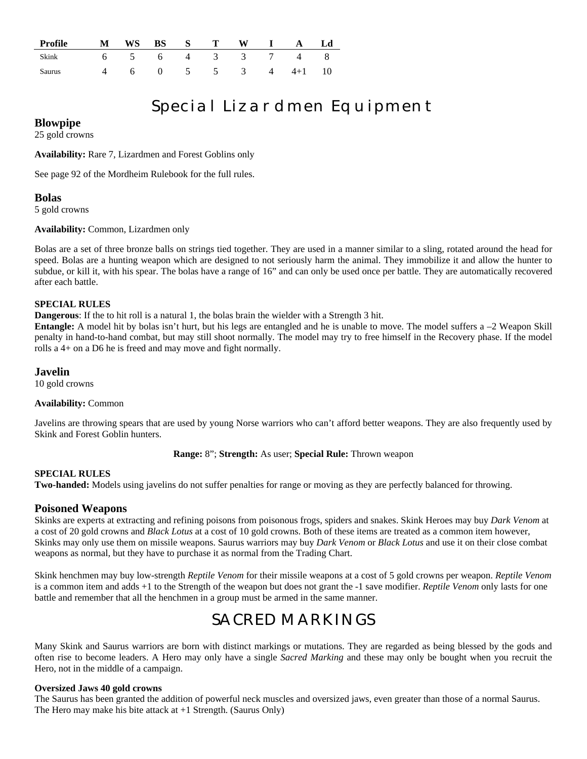| Profile | M | WS | BS | S | T | W | I | A | Ld |
|---|---|---|---|---|---|---|---|---|---|
| Skink | 6 | 5 | 6 | 4 | 3 | 3 | 7 | 4 | 8 |
| Saurus | 4 | 6 | 0 | 5 | 5 | 3 | 4 | 4+1 | 10 |

# Special Lizardmen Equipment

## Blowpipe

25 gold crowns

**Availability:** Rare 7, Lizardmen and Forest Goblins only

See page 92 of the Mordheim Rulebook for the full rules.

## Bolas

5 gold crowns

**Availability:** Common, Lizardmen only

Bolas are a set of three bronze balls on strings tied together. They are used in a manner similar to a sling, rotated around the head for speed. Bolas are a hunting weapon which are designed to not seriously harm the animal. They immobilize it and allow the hunter to subdue, or kill it, with his spear. The bolas have a range of 16" and can only be used once per battle. They are automatically recovered after each battle.

**SPECIAL RULES**

**Dangerous**: If the to hit roll is a natural 1, the bolas brain the wielder with a Strength 3 hit.

**Entangle:** A model hit by bolas isn't hurt, but his legs are entangled and he is unable to move. The model suffers a –2 Weapon Skill penalty in hand-to-hand combat, but may still shoot normally. The model may try to free himself in the Recovery phase. If the model rolls a 4+ on a D6 he is freed and may move and fight normally.

## Javelin

10 gold crowns

**Availability:** Common

Javelins are throwing spears that are used by young Norse warriors who can't afford better weapons. They are also frequently used by Skink and Forest Goblin hunters.

**Range:** 8"; **Strength:** As user; **Special Rule:** Thrown weapon

**SPECIAL RULES**

**Two-handed:** Models using javelins do not suffer penalties for range or moving as they are perfectly balanced for throwing.

## Poisoned Weapons

Skinks are experts at extracting and refining poisons from poisonous frogs, spiders and snakes. Skink Heroes may buy *Dark Venom* at a cost of 20 gold crowns and *Black Lotus* at a cost of 10 gold crowns. Both of these items are treated as a common item however, Skinks may only use them on missile weapons. Saurus warriors may buy *Dark Venom* or *Black Lotus* and use it on their close combat weapons as normal, but they have to purchase it as normal from the Trading Chart.

Skink henchmen may buy low-strength *Reptile Venom* for their missile weapons at a cost of 5 gold crowns per weapon. *Reptile Venom* is a common item and adds +1 to the Strength of the weapon but does not grant the -1 save modifier. *Reptile Venom* only lasts for one battle and remember that all the henchmen in a group must be armed in the same manner.

# SACRED MARKINGS

Many Skink and Saurus warriors are born with distinct markings or mutations. They are regarded as being blessed by the gods and often rise to become leaders. A Hero may only have a single *Sacred Marking* and these may only be bought when you recruit the Hero, not in the middle of a campaign.

**Oversized Jaws 40 gold crowns**

The Saurus has been granted the addition of powerful neck muscles and oversized jaws, even greater than those of a normal Saurus. The Hero may make his bite attack at +1 Strength. (Saurus Only)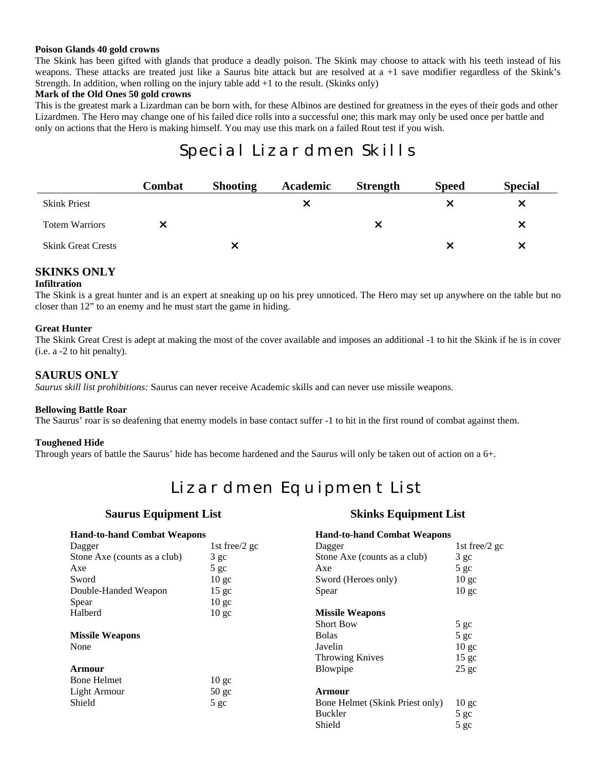**Poison Glands 40 gold crowns**
The Skink has been gifted with glands that produce a deadly poison. The Skink may choose to attack with his teeth instead of his weapons. These attacks are treated just like a Saurus bite attack but are resolved at a +1 save modifier regardless of the Skink's Strength. In addition, when rolling on the injury table add +1 to the result. (Skinks only)

**Mark of the Old Ones 50 gold crowns**
This is the greatest mark a Lizardman can be born with, for these Albinos are destined for greatness in the eyes of their gods and other Lizardmen. The Hero may change one of his failed dice rolls into a successful one; this mark may only be used once per battle and only on actions that the Hero is making himself. You may use this mark on a failed Rout test if you wish.

# Special Lizardmen Skills

| | Combat | Shooting | Academic | Strength | Speed | Special |
|---|---|---|---|---|---|---|
| Skink Priest | | | × | | × | × |
| Totem Warriors | × | | | × | | × |
| Skink Great Crests | | × | | | × | × |

## SKINKS ONLY

**Infiltration**
The Skink is a great hunter and is an expert at sneaking up on his prey unnoticed. The Hero may set up anywhere on the table but no closer than 12" to an enemy and he must start the game in hiding.

**Great Hunter**
The Skink Great Crest is adept at making the most of the cover available and imposes an additional -1 to hit the Skink if he is in cover (i.e. a -2 to hit penalty).

## SAURUS ONLY

*Saurus skill list prohibitions:* Saurus can never receive Academic skills and can never use missile weapons.

**Bellowing Battle Roar**
The Saurus' roar is so deafening that enemy models in base contact suffer -1 to hit in the first round of combat against them.

**Toughened Hide**
Through years of battle the Saurus' hide has become hardened and the Saurus will only be taken out of action on a 6+.

# Lizardmen Equipment List

### Saurus Equipment List

**Hand-to-hand Combat Weapons**

| | |
|---|---|
| Dagger | 1st free/2 gc |
| Stone Axe (counts as a club) | 3 gc |
| Axe | 5 gc |
| Sword | 10 gc |
| Double-Handed Weapon | 15 gc |
| Spear | 10 gc |
| Halberd | 10 gc |

**Missile Weapons**
None

**Armour**

| | |
|---|---|
| Bone Helmet | 10 gc |
| Light Armour | 50 gc |
| Shield | 5 gc |

### Skinks Equipment List

**Hand-to-hand Combat Weapons**

| | |
|---|---|
| Dagger | 1st free/2 gc |
| Stone Axe (counts as a club) | 3 gc |
| Axe | 5 gc |
| Sword (Heroes only) | 10 gc |
| Spear | 10 gc |

**Missile Weapons**

| | |
|---|---|
| Short Bow | 5 gc |
| Bolas | 5 gc |
| Javelin | 10 gc |
| Throwing Knives | 15 gc |
| Blowpipe | 25 gc |

**Armour**

| | |
|---|---|
| Bone Helmet (Skink Priest only) | 10 gc |
| Buckler | 5 gc |
| Shield | 5 gc |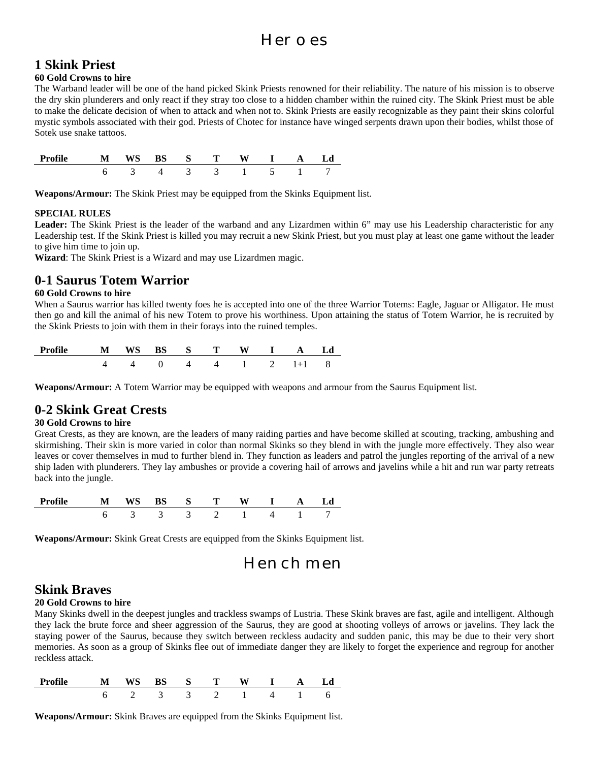# Heroes

## 1 Skink Priest

**60 Gold Crowns to hire**

The Warband leader will be one of the hand picked Skink Priests renowned for their reliability. The nature of his mission is to observe the dry skin plunderers and only react if they stray too close to a hidden chamber within the ruined city. The Skink Priest must be able to make the delicate decision of when to attack and when not to. Skink Priests are easily recognizable as they paint their skins colorful mystic symbols associated with their god. Priests of Chotec for instance have winged serpents drawn upon their bodies, whilst those of Sotek use snake tattoos.

| Profile | M | WS | BS | S | T | W | I | A | Ld |
|---|---|---|---|---|---|---|---|---|---|
| | 6 | 3 | 4 | 3 | 3 | 1 | 5 | 1 | 7 |

**Weapons/Armour:** The Skink Priest may be equipped from the Skinks Equipment list.

**SPECIAL RULES**

**Leader:** The Skink Priest is the leader of the warband and any Lizardmen within 6" may use his Leadership characteristic for any Leadership test. If the Skink Priest is killed you may recruit a new Skink Priest, but you must play at least one game without the leader to give him time to join up.

**Wizard**: The Skink Priest is a Wizard and may use Lizardmen magic.

## 0-1 Saurus Totem Warrior

**60 Gold Crowns to hire**

When a Saurus warrior has killed twenty foes he is accepted into one of the three Warrior Totems: Eagle, Jaguar or Alligator. He must then go and kill the animal of his new Totem to prove his worthiness. Upon attaining the status of Totem Warrior, he is recruited by the Skink Priests to join with them in their forays into the ruined temples.

| Profile | M | WS | BS | S | T | W | I | A | Ld |
|---|---|---|---|---|---|---|---|---|---|
| | 4 | 4 | 0 | 4 | 4 | 1 | 2 | 1+1 | 8 |

**Weapons/Armour:** A Totem Warrior may be equipped with weapons and armour from the Saurus Equipment list.

## 0-2 Skink Great Crests

**30 Gold Crowns to hire**

Great Crests, as they are known, are the leaders of many raiding parties and have become skilled at scouting, tracking, ambushing and skirmishing. Their skin is more varied in color than normal Skinks so they blend in with the jungle more effectively. They also wear leaves or cover themselves in mud to further blend in. They function as leaders and patrol the jungles reporting of the arrival of a new ship laden with plunderers. They lay ambushes or provide a covering hail of arrows and javelins while a hit and run war party retreats back into the jungle.

| Profile | M | WS | BS | S | T | W | I | A | Ld |
|---|---|---|---|---|---|---|---|---|---|
| | 6 | 3 | 3 | 3 | 2 | 1 | 4 | 1 | 7 |

**Weapons/Armour:** Skink Great Crests are equipped from the Skinks Equipment list.

# Henchmen

## Skink Braves

**20 Gold Crowns to hire**

Many Skinks dwell in the deepest jungles and trackless swamps of Lustria. These Skink braves are fast, agile and intelligent. Although they lack the brute force and sheer aggression of the Saurus, they are good at shooting volleys of arrows or javelins. They lack the staying power of the Saurus, because they switch between reckless audacity and sudden panic, this may be due to their very short memories. As soon as a group of Skinks flee out of immediate danger they are likely to forget the experience and regroup for another reckless attack.

| Profile | M | WS | BS | S | T | W | I | A | Ld |
|---|---|---|---|---|---|---|---|---|---|
| | 6 | 2 | 3 | 3 | 2 | 1 | 4 | 1 | 6 |

**Weapons/Armour:** Skink Braves are equipped from the Skinks Equipment list.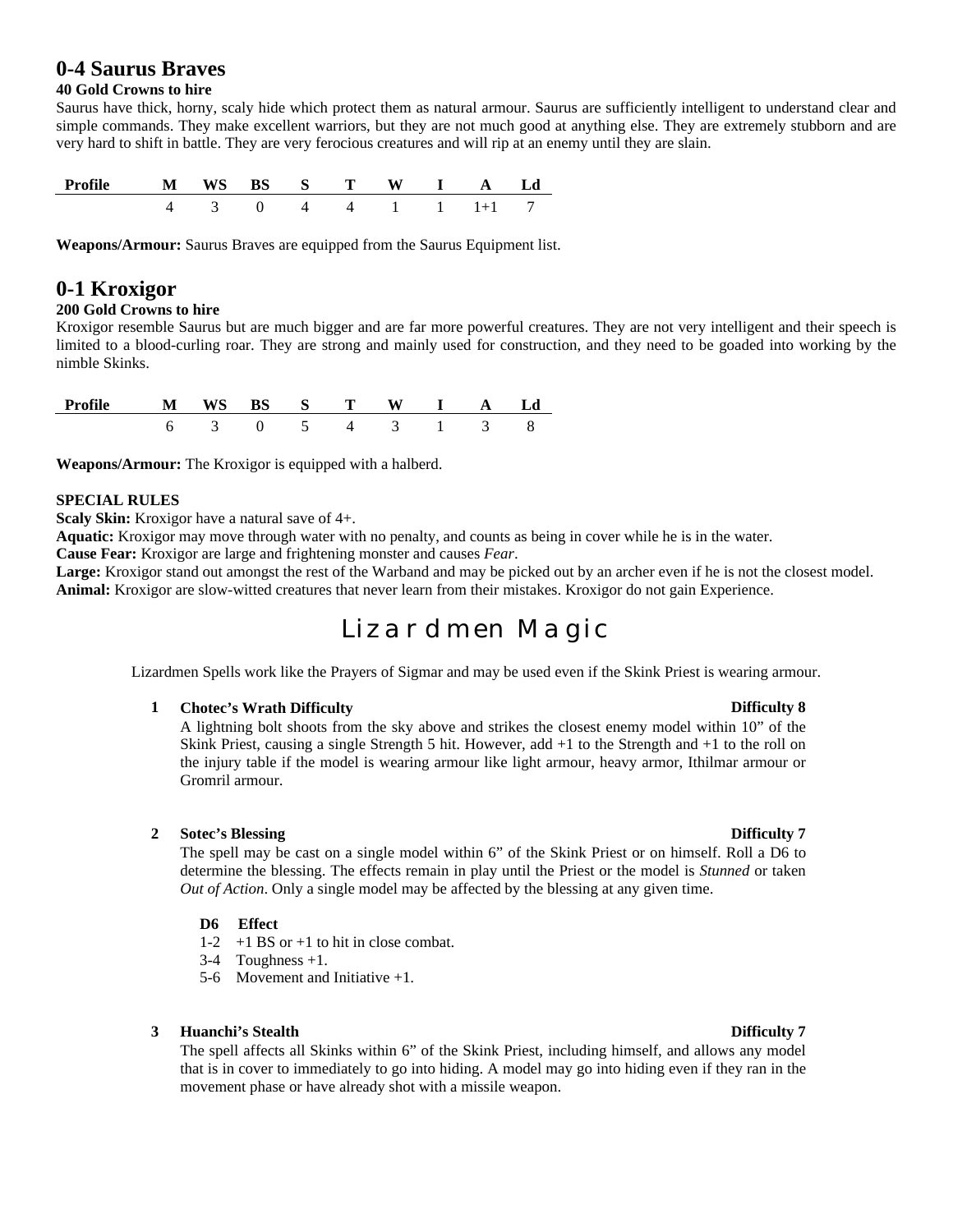## 0-4 Saurus Braves

**40 Gold Crowns to hire**

Saurus have thick, horny, scaly hide which protect them as natural armour. Saurus are sufficiently intelligent to understand clear and simple commands. They make excellent warriors, but they are not much good at anything else. They are extremely stubborn and are very hard to shift in battle. They are very ferocious creatures and will rip at an enemy until they are slain.

| Profile | M | WS | BS | S | T | W | I | A | Ld |
|---|---|---|---|---|---|---|---|---|---|
| | 4 | 3 | 0 | 4 | 4 | 1 | 1 | 1+1 | 7 |

**Weapons/Armour:** Saurus Braves are equipped from the Saurus Equipment list.

## 0-1 Kroxigor

**200 Gold Crowns to hire**

Kroxigor resemble Saurus but are much bigger and are far more powerful creatures. They are not very intelligent and their speech is limited to a blood-curling roar. They are strong and mainly used for construction, and they need to be goaded into working by the nimble Skinks.

| Profile | M | WS | BS | S | T | W | I | A | Ld |
|---|---|---|---|---|---|---|---|---|---|
| | 6 | 3 | 0 | 5 | 4 | 3 | 1 | 3 | 8 |

**Weapons/Armour:** The Kroxigor is equipped with a halberd.

**SPECIAL RULES**

**Scaly Skin:** Kroxigor have a natural save of 4+.

**Aquatic:** Kroxigor may move through water with no penalty, and counts as being in cover while he is in the water.

**Cause Fear:** Kroxigor are large and frightening monster and causes *Fear*.

**Large:** Kroxigor stand out amongst the rest of the Warband and may be picked out by an archer even if he is not the closest model.

**Animal:** Kroxigor are slow-witted creatures that never learn from their mistakes. Kroxigor do not gain Experience.

# Lizardmen Magic

Lizardmen Spells work like the Prayers of Sigmar and may be used even if the Skink Priest is wearing armour.

**1 Chotec's Wrath Difficulty** — **Difficulty 8**

A lightning bolt shoots from the sky above and strikes the closest enemy model within 10" of the Skink Priest, causing a single Strength 5 hit. However, add +1 to the Strength and +1 to the roll on the injury table if the model is wearing armour like light armour, heavy armor, Ithilmar armour or Gromril armour.

**2 Sotec's Blessing** — **Difficulty 7**

The spell may be cast on a single model within 6" of the Skink Priest or on himself. Roll a D6 to determine the blessing. The effects remain in play until the Priest or the model is *Stunned* or taken *Out of Action*. Only a single model may be affected by the blessing at any given time.

| D6 | Effect |
|---|---|
| 1-2 | +1 BS or +1 to hit in close combat. |
| 3-4 | Toughness +1. |
| 5-6 | Movement and Initiative +1. |

**3 Huanchi's Stealth** — **Difficulty 7**

The spell affects all Skinks within 6" of the Skink Priest, including himself, and allows any model that is in cover to immediately to go into hiding. A model may go into hiding even if they ran in the movement phase or have already shot with a missile weapon.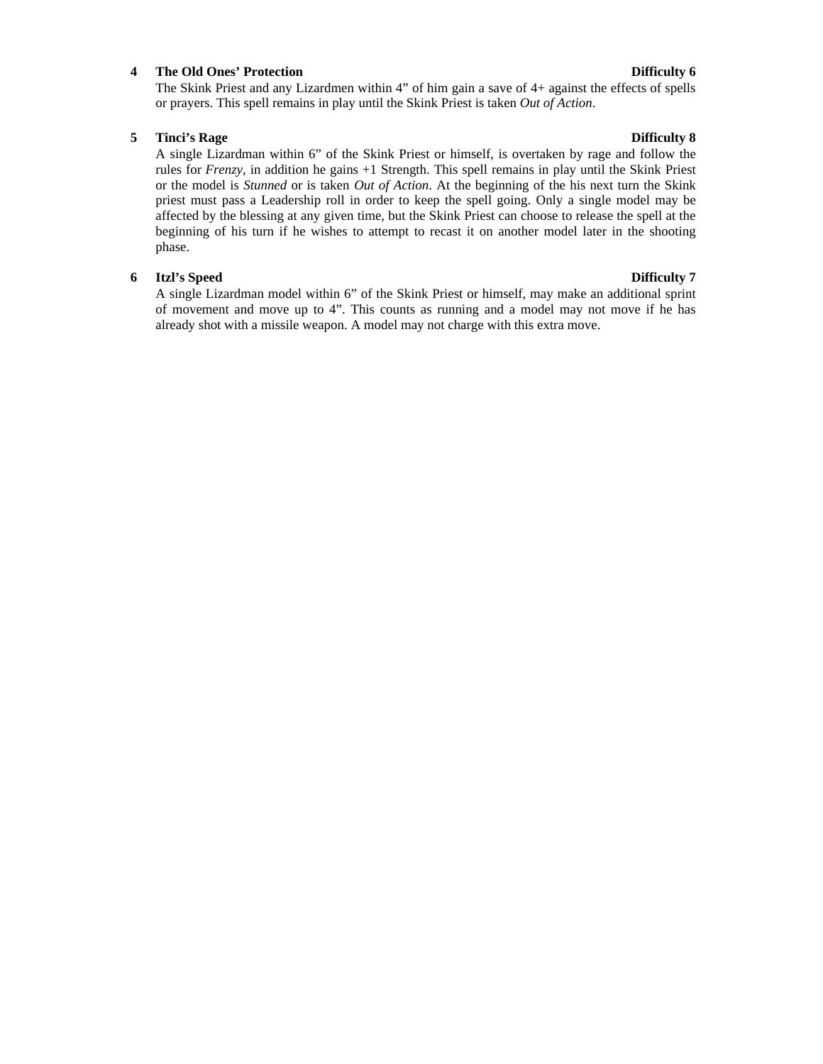**4 The Old Ones' Protection** **Difficulty 6**

The Skink Priest and any Lizardmen within 4" of him gain a save of 4+ against the effects of spells or prayers. This spell remains in play until the Skink Priest is taken *Out of Action*.

**5 Tinci's Rage** **Difficulty 8**

A single Lizardman within 6" of the Skink Priest or himself, is overtaken by rage and follow the rules for *Frenzy*, in addition he gains +1 Strength. This spell remains in play until the Skink Priest or the model is *Stunned* or is taken *Out of Action*. At the beginning of the his next turn the Skink priest must pass a Leadership roll in order to keep the spell going. Only a single model may be affected by the blessing at any given time, but the Skink Priest can choose to release the spell at the beginning of his turn if he wishes to attempt to recast it on another model later in the shooting phase.

**6 Itzl's Speed** **Difficulty 7**

A single Lizardman model within 6" of the Skink Priest or himself, may make an additional sprint of movement and move up to 4". This counts as running and a model may not move if he has already shot with a missile weapon. A model may not charge with this extra move.